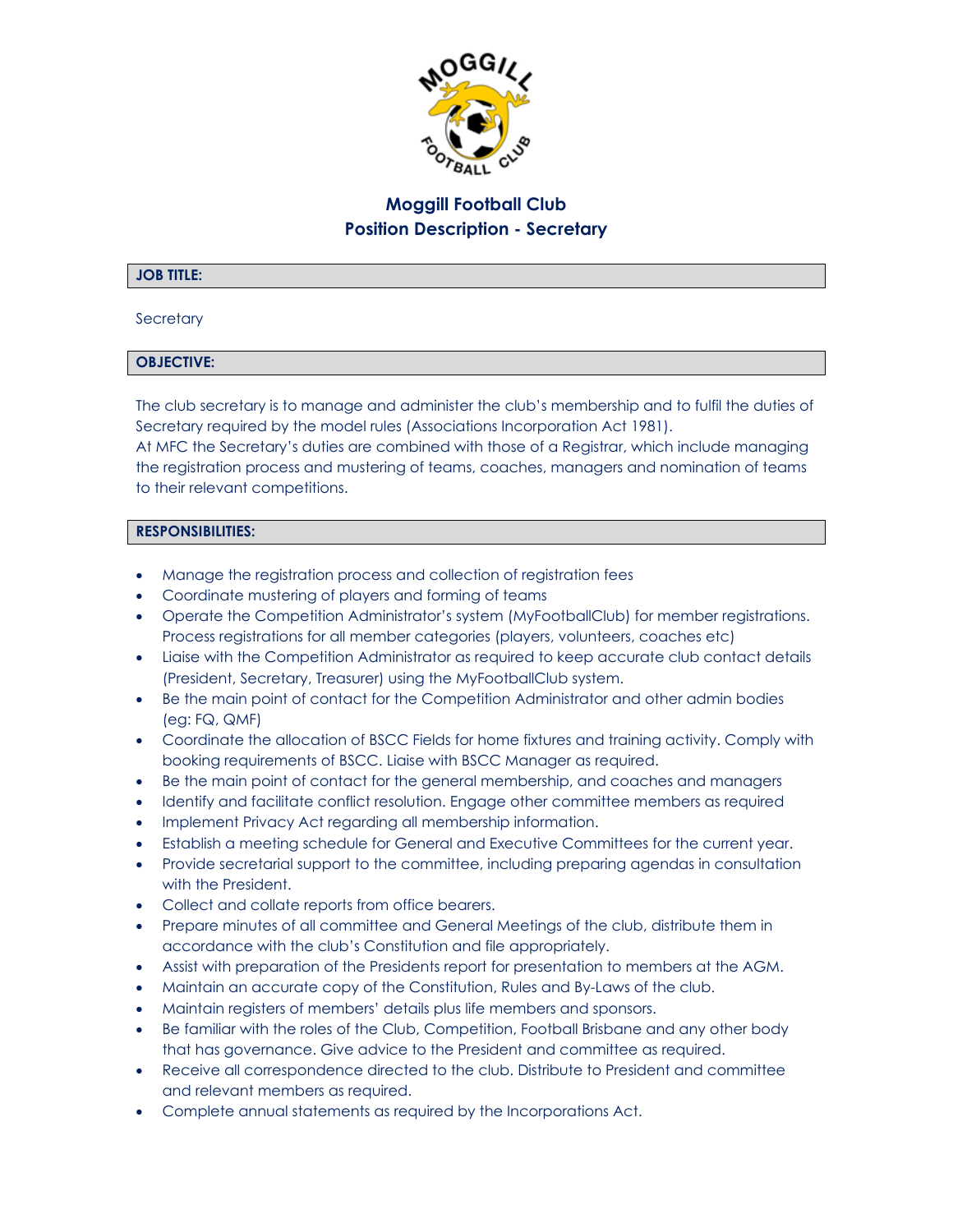# Moggill Football Club
## Position Description - Secretary

### JOB TITLE:

Secretary

### OBJECTIVE:

The club secretary is to manage and administer the club's membership and to fulfil the duties of Secretary required by the model rules (Associations Incorporation Act 1981).
At MFC the Secretary's duties are combined with those of a Registrar, which include managing the registration process and mustering of teams, coaches, managers and nomination of teams to their relevant competitions.

### RESPONSIBILITIES:

- Manage the registration process and collection of registration fees
- Coordinate mustering of players and forming of teams
- Operate the Competition Administrator's system (MyFootballClub) for member registrations. Process registrations for all member categories (players, volunteers, coaches etc)
- Liaise with the Competition Administrator as required to keep accurate club contact details (President, Secretary, Treasurer) using the MyFootballClub system.
- Be the main point of contact for the Competition Administrator and other admin bodies (eg: FQ, QMF)
- Coordinate the allocation of BSCC Fields for home fixtures and training activity. Comply with booking requirements of BSCC. Liaise with BSCC Manager as required.
- Be the main point of contact for the general membership, and coaches and managers
- Identify and facilitate conflict resolution. Engage other committee members as required
- Implement Privacy Act regarding all membership information.
- Establish a meeting schedule for General and Executive Committees for the current year.
- Provide secretarial support to the committee, including preparing agendas in consultation with the President.
- Collect and collate reports from office bearers.
- Prepare minutes of all committee and General Meetings of the club, distribute them in accordance with the club's Constitution and file appropriately.
- Assist with preparation of the Presidents report for presentation to members at the AGM.
- Maintain an accurate copy of the Constitution, Rules and By-Laws of the club.
- Maintain registers of members' details plus life members and sponsors.
- Be familiar with the roles of the Club, Competition, Football Brisbane and any other body that has governance. Give advice to the President and committee as required.
- Receive all correspondence directed to the club. Distribute to President and committee and relevant members as required.
- Complete annual statements as required by the Incorporations Act.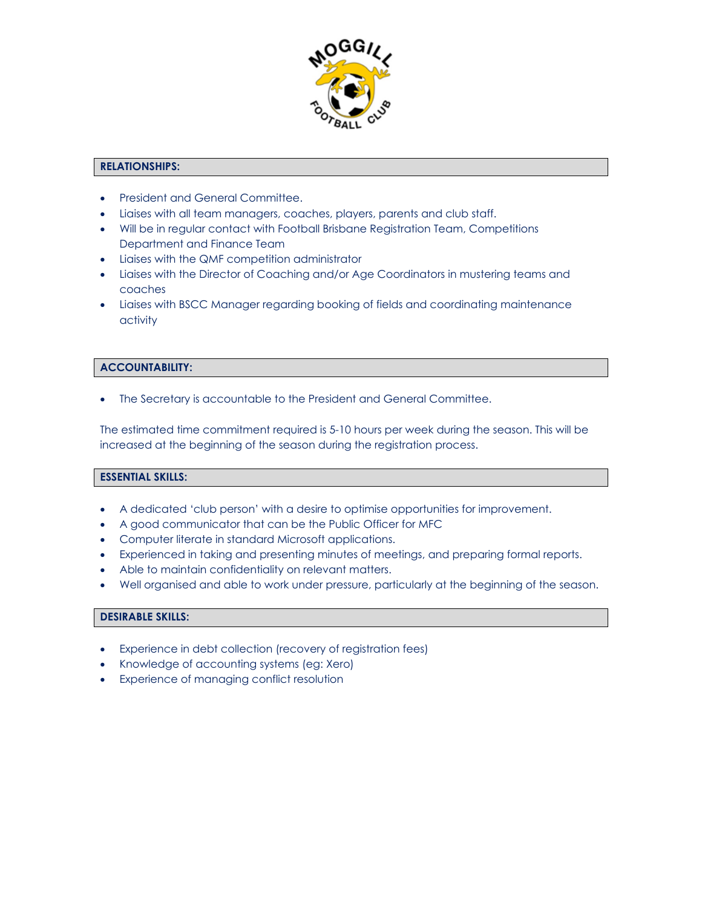## RELATIONSHIPS:

- President and General Committee.
- Liaises with all team managers, coaches, players, parents and club staff.
- Will be in regular contact with Football Brisbane Registration Team, Competitions Department and Finance Team
- Liaises with the QMF competition administrator
- Liaises with the Director of Coaching and/or Age Coordinators in mustering teams and coaches
- Liaises with BSCC Manager regarding booking of fields and coordinating maintenance activity

## ACCOUNTABILITY:

- The Secretary is accountable to the President and General Committee.

The estimated time commitment required is 5-10 hours per week during the season. This will be increased at the beginning of the season during the registration process.

## ESSENTIAL SKILLS:

- A dedicated 'club person' with a desire to optimise opportunities for improvement.
- A good communicator that can be the Public Officer for MFC
- Computer literate in standard Microsoft applications.
- Experienced in taking and presenting minutes of meetings, and preparing formal reports.
- Able to maintain confidentiality on relevant matters.
- Well organised and able to work under pressure, particularly at the beginning of the season.

## DESIRABLE SKILLS:

- Experience in debt collection (recovery of registration fees)
- Knowledge of accounting systems (eg: Xero)
- Experience of managing conflict resolution